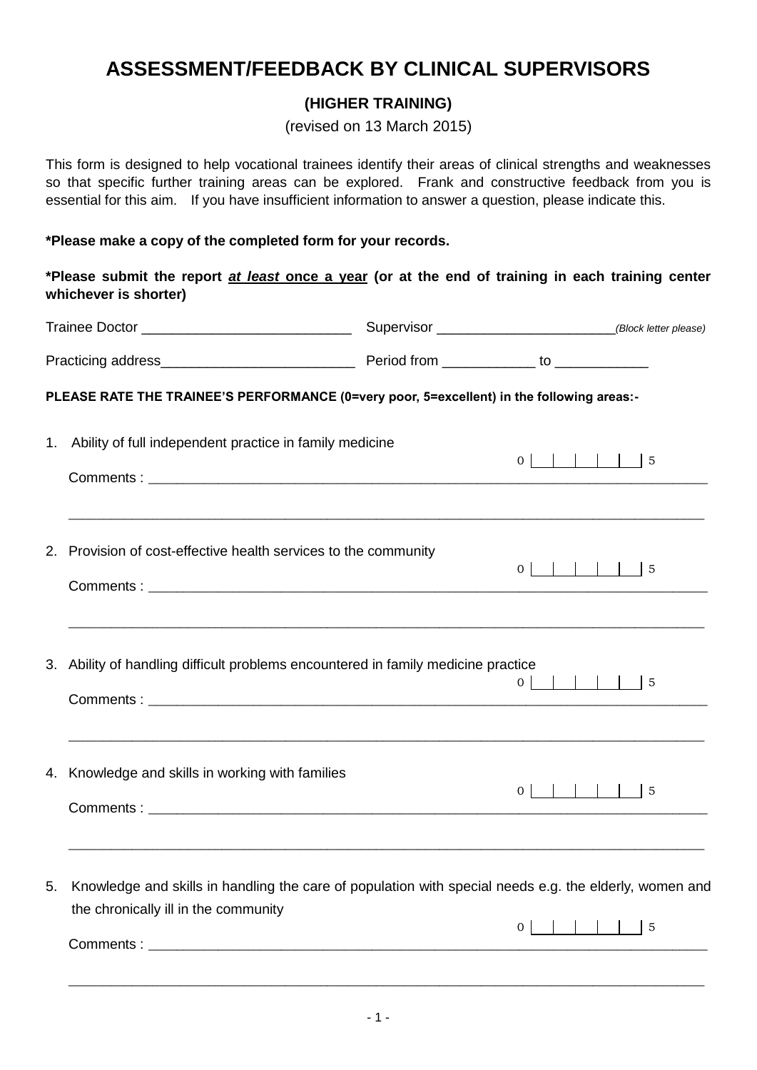# ASSESSMENT/FEEDBACK BY CLINICAL SUPERVISORS

## (HIGHER TRAINING)

(revised on 13 March 2015)

This form is designed to help vocational trainees identify their areas of clinical strengths and weaknesses so that specific further training areas can be explored. Frank and constructive feedback from you is essential for this aim. If you have insufficient information to answer a question, please indicate this.

**\*Please make a copy of the completed form for your records.**

**\*Please submit the report *__at least__* __once a year__ (or at the end of training in each training center whichever is shorter)**

Trainee Doctor ___________________________ Supervisor _______________________*(Block letter please)*

Practicing address_________________________ Period from ____________ to ____________

**PLEASE RATE THE TRAINEE'S PERFORMANCE (0=very poor, 5=excellent) in the following areas:-**

1. Ability of full independent practice in family medicine

   0 |__|__|__|__|__| 5

   Comments : ___________________________________________________________________________

   ___________________________________________________________________________

2. Provision of cost-effective health services to the community

   0 |__|__|__|__|__| 5

   Comments : ___________________________________________________________________________

   ___________________________________________________________________________

3. Ability of handling difficult problems encountered in family medicine practice

   0 |__|__|__|__|__| 5

   Comments : ___________________________________________________________________________

   ___________________________________________________________________________

4. Knowledge and skills in working with families

   0 |__|__|__|__|__| 5

   Comments : ___________________________________________________________________________

   ___________________________________________________________________________

5. Knowledge and skills in handling the care of population with special needs e.g. the elderly, women and the chronically ill in the community

   0 |__|__|__|__|__| 5

   Comments : ___________________________________________________________________________

   ___________________________________________________________________________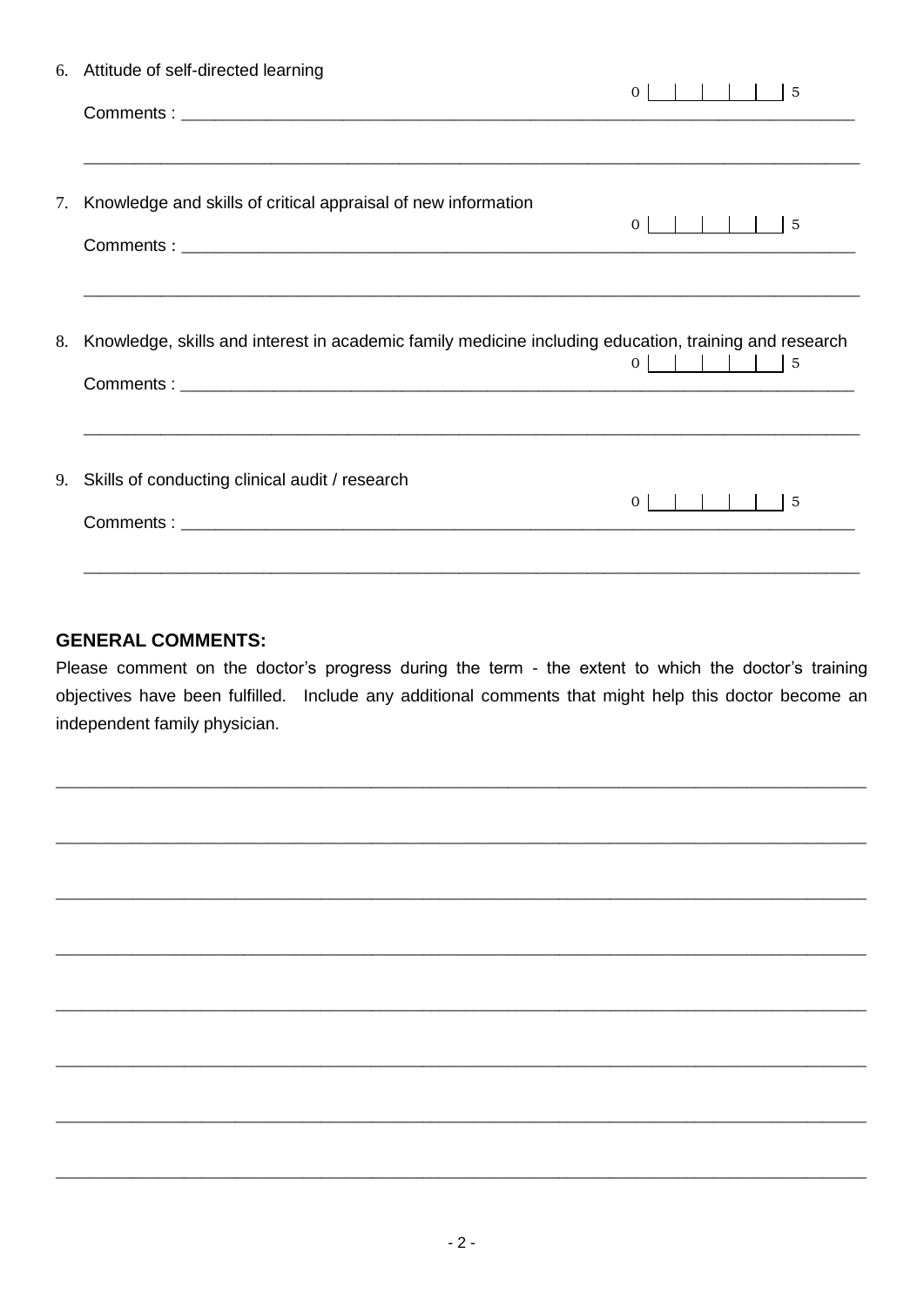6. Attitude of self-directed learning

   0 |   |   |   |   |   | 5

   Comments : ____________________________________________________________________________

   ____________________________________________________________________________________

7. Knowledge and skills of critical appraisal of new information

   0 |   |   |   |   |   | 5

   Comments : ____________________________________________________________________________

   ____________________________________________________________________________________

8. Knowledge, skills and interest in academic family medicine including education, training and research

   0 |   |   |   |   |   | 5

   Comments : ____________________________________________________________________________

   ____________________________________________________________________________________

9. Skills of conducting clinical audit / research

   0 |   |   |   |   |   | 5

   Comments : ____________________________________________________________________________

   ____________________________________________________________________________________

**GENERAL COMMENTS:**

Please comment on the doctor's progress during the term - the extent to which the doctor's training objectives have been fulfilled. Include any additional comments that might help this doctor become an independent family physician.

________________________________________________________________________________________

________________________________________________________________________________________

________________________________________________________________________________________

________________________________________________________________________________________

________________________________________________________________________________________

________________________________________________________________________________________

________________________________________________________________________________________

________________________________________________________________________________________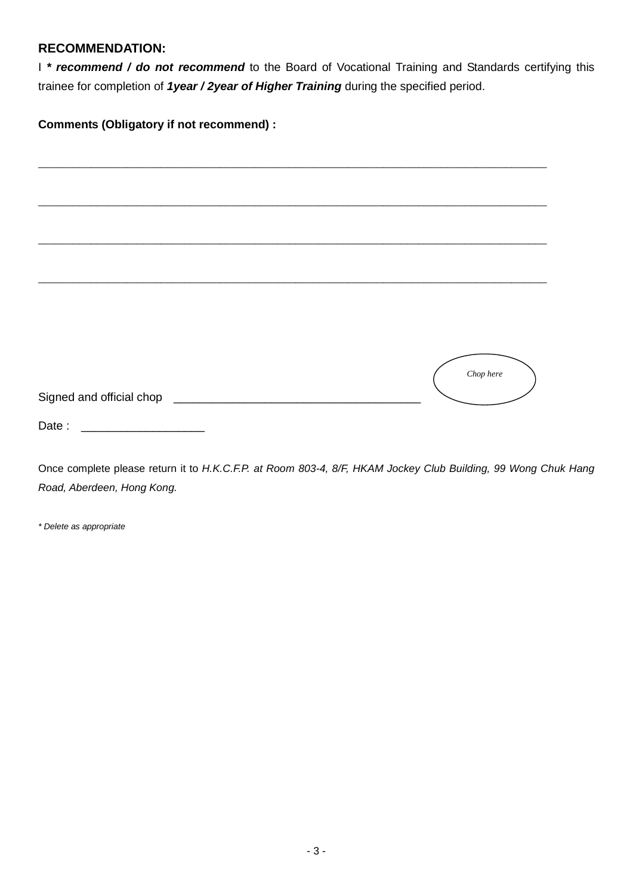**RECOMMENDATION:**

I *** recommend / do not recommend*** to the Board of Vocational Training and Standards certifying this trainee for completion of ***1year / 2year of Higher Training*** during the specified period.

**Comments (Obligatory if not recommend) :**

_______________________________________________________________________________

_______________________________________________________________________________

_______________________________________________________________________________

_______________________________________________________________________________

*Chop here*

Signed and official chop _____________________________________

Date : __________________

Once complete please return it to *H.K.C.F.P. at Room 803-4, 8/F, HKAM Jockey Club Building, 99 Wong Chuk Hang Road, Aberdeen, Hong Kong.*

*\* Delete as appropriate*